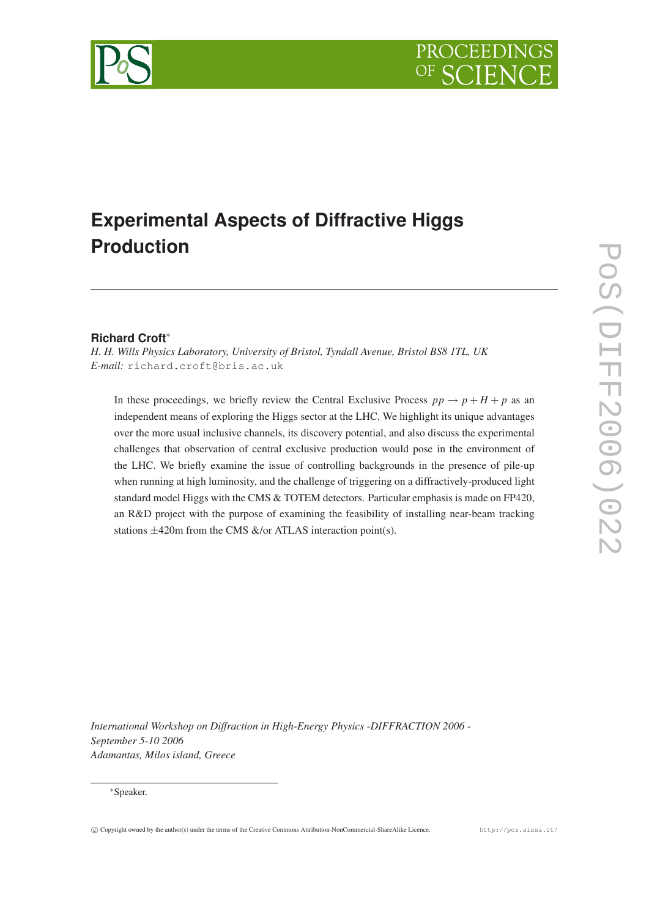# Experimental Aspects of Diffractive Higgs Production

**Richard Croft***

*H. H. Wills Physics Laboratory, University of Bristol, Tyndall Avenue, Bristol BS8 1TL, UK*
*E-mail:* richard.croft@bris.ac.uk

In these proceedings, we briefly review the Central Exclusive Process $pp \rightarrow p + H + p$ as an independent means of exploring the Higgs sector at the LHC. We highlight its unique advantages over the more usual inclusive channels, its discovery potential, and also discuss the experimental challenges that observation of central exclusive production would pose in the environment of the LHC. We briefly examine the issue of controlling backgrounds in the presence of pile-up when running at high luminosity, and the challenge of triggering on a diffractively-produced light standard model Higgs with the CMS & TOTEM detectors. Particular emphasis is made on FP420, an R&D project with the purpose of examining the feasibility of installing near-beam tracking stations $\pm$420m from the CMS &/or ATLAS interaction point(s).

*International Workshop on Diffraction in High-Energy Physics -DIFFRACTION 2006 -*
*September 5-10 2006*
*Adamantas, Milos island, Greece*

*Speaker.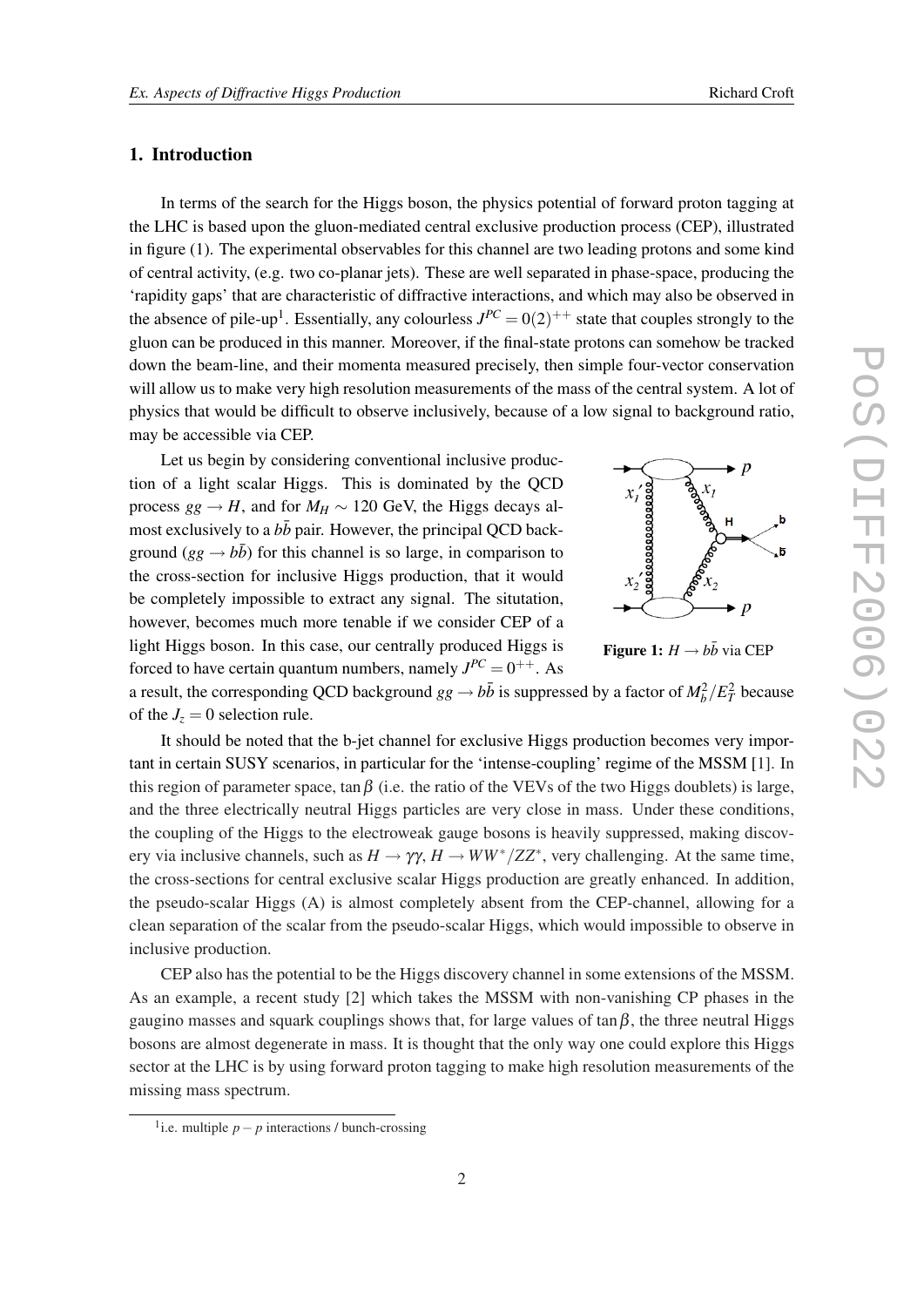## 1. Introduction

In terms of the search for the Higgs boson, the physics potential of forward proton tagging at the LHC is based upon the gluon-mediated central exclusive production process (CEP), illustrated in figure (1). The experimental observables for this channel are two leading protons and some kind of central activity, (e.g. two co-planar jets). These are well separated in phase-space, producing the 'rapidity gaps' that are characteristic of diffractive interactions, and which may also be observed in the absence of pile-up[1]. Essentially, any colourless $J^{PC} = 0(2)^{++}$ state that couples strongly to the gluon can be produced in this manner. Moreover, if the final-state protons can somehow be tracked down the beam-line, and their momenta measured precisely, then simple four-vector conservation will allow us to make very high resolution measurements of the mass of the central system. A lot of physics that would be difficult to observe inclusively, because of a low signal to background ratio, may be accessible via CEP.

Let us begin by considering conventional inclusive production of a light scalar Higgs. This is dominated by the QCD process $gg \to H$, and for $M_H \sim 120$ GeV, the Higgs decays almost exclusively to a $b\bar{b}$ pair. However, the principal QCD background ($gg \to b\bar{b}$) for this channel is so large, in comparison to the cross-section for inclusive Higgs production, that it would be completely impossible to extract any signal. The situtation, however, becomes much more tenable if we consider CEP of a light Higgs boson. In this case, our centrally produced Higgs is forced to have certain quantum numbers, namely $J^{PC} = 0^{++}$. As a result, the corresponding QCD background $gg \to b\bar{b}$ is suppressed by a factor of $M_b^2/E_T^2$ because of the $J_z = 0$ selection rule.

**Figure 1:** $H \to b\bar{b}$ via CEP

It should be noted that the b-jet channel for exclusive Higgs production becomes very important in certain SUSY scenarios, in particular for the 'intense-coupling' regime of the MSSM [1]. In this region of parameter space, $\tan\beta$ (i.e. the ratio of the VEVs of the two Higgs doublets) is large, and the three electrically neutral Higgs particles are very close in mass. Under these conditions, the coupling of the Higgs to the electroweak gauge bosons is heavily suppressed, making discovery via inclusive channels, such as $H \to \gamma\gamma$, $H \to WW^*/ZZ^*$, very challenging. At the same time, the cross-sections for central exclusive scalar Higgs production are greatly enhanced. In addition, the pseudo-scalar Higgs (A) is almost completely absent from the CEP-channel, allowing for a clean separation of the scalar from the pseudo-scalar Higgs, which would impossible to observe in inclusive production.

CEP also has the potential to be the Higgs discovery channel in some extensions of the MSSM. As an example, a recent study [2] which takes the MSSM with non-vanishing CP phases in the gaugino masses and squark couplings shows that, for large values of $\tan\beta$, the three neutral Higgs bosons are almost degenerate in mass. It is thought that the only way one could explore this Higgs sector at the LHC is by using forward proton tagging to make high resolution measurements of the missing mass spectrum.

[1] i.e. multiple $p-p$ interactions / bunch-crossing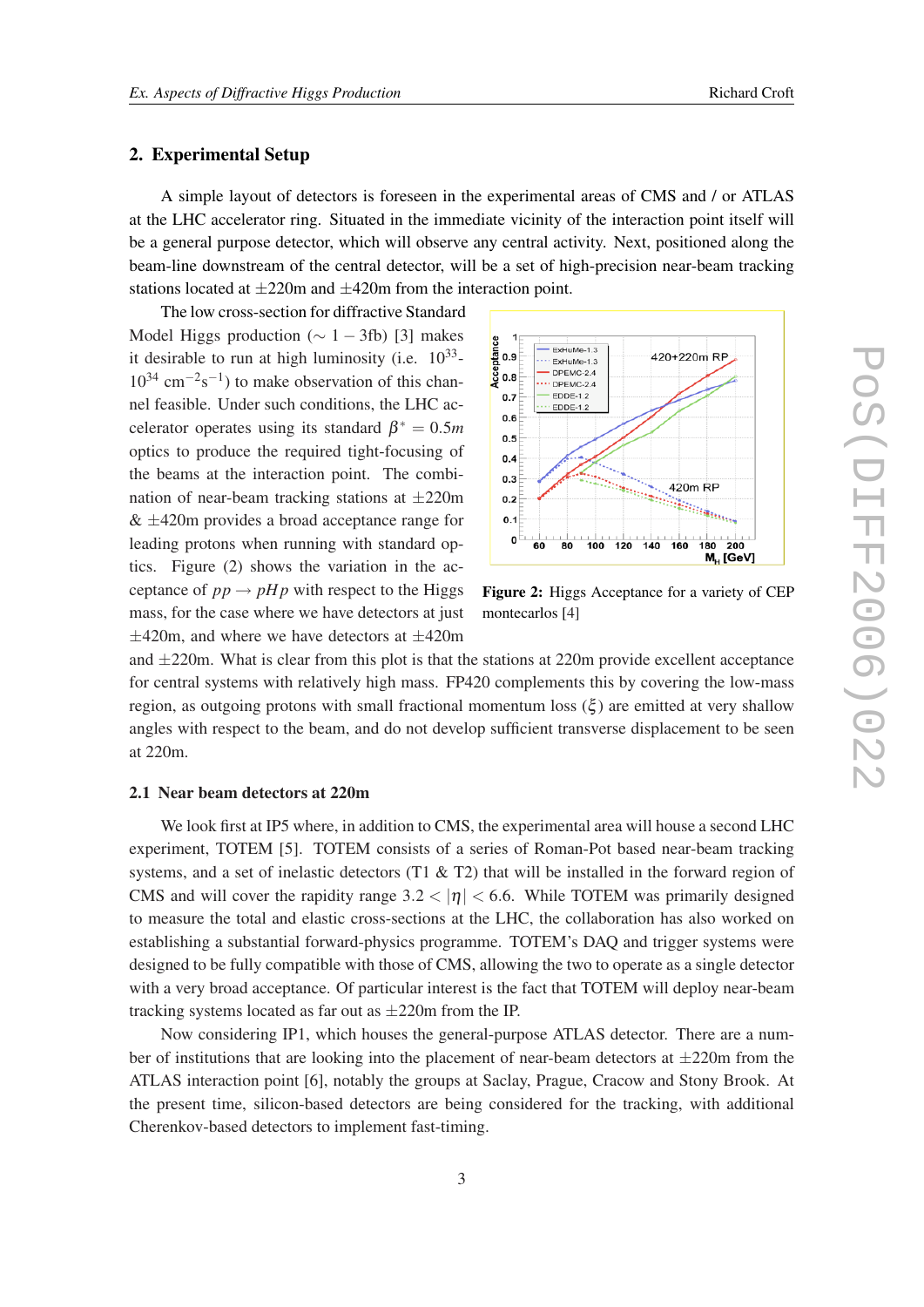## 2. Experimental Setup

A simple layout of detectors is foreseen in the experimental areas of CMS and / or ATLAS at the LHC accelerator ring. Situated in the immediate vicinity of the interaction point itself will be a general purpose detector, which will observe any central activity. Next, positioned along the beam-line downstream of the central detector, will be a set of high-precision near-beam tracking stations located at ±220m and ±420m from the interaction point.

The low cross-section for diffractive Standard Model Higgs production ($\sim 1-3$fb) [3] makes it desirable to run at high luminosity (i.e. $10^{33}$-$10^{34}$ cm$^{-2}$s$^{-1}$) to make observation of this channel feasible. Under such conditions, the LHC accelerator operates using its standard $\beta^* = 0.5m$ optics to produce the required tight-focusing of the beams at the interaction point. The combination of near-beam tracking stations at ±220m & ±420m provides a broad acceptance range for leading protons when running with standard optics. Figure (2) shows the variation in the acceptance of $pp \rightarrow pHp$ with respect to the Higgs mass, for the case where we have detectors at just ±420m, and where we have detectors at ±420m and ±220m. What is clear from this plot is that the stations at 220m provide excellent acceptance for central systems with relatively high mass. FP420 complements this by covering the low-mass region, as outgoing protons with small fractional momentum loss ($\xi$) are emitted at very shallow angles with respect to the beam, and do not develop sufficient transverse displacement to be seen at 220m.

**Figure 2:** Higgs Acceptance for a variety of CEP montecarlos [4]

### 2.1 Near beam detectors at 220m

We look first at IP5 where, in addition to CMS, the experimental area will house a second LHC experiment, TOTEM [5]. TOTEM consists of a series of Roman-Pot based near-beam tracking systems, and a set of inelastic detectors (T1 & T2) that will be installed in the forward region of CMS and will cover the rapidity range $3.2 < |\eta| < 6.6$. While TOTEM was primarily designed to measure the total and elastic cross-sections at the LHC, the collaboration has also worked on establishing a substantial forward-physics programme. TOTEM's DAQ and trigger systems were designed to be fully compatible with those of CMS, allowing the two to operate as a single detector with a very broad acceptance. Of particular interest is the fact that TOTEM will deploy near-beam tracking systems located as far out as ±220m from the IP.

Now considering IP1, which houses the general-purpose ATLAS detector. There are a number of institutions that are looking into the placement of near-beam detectors at ±220m from the ATLAS interaction point [6], notably the groups at Saclay, Prague, Cracow and Stony Brook. At the present time, silicon-based detectors are being considered for the tracking, with additional Cherenkov-based detectors to implement fast-timing.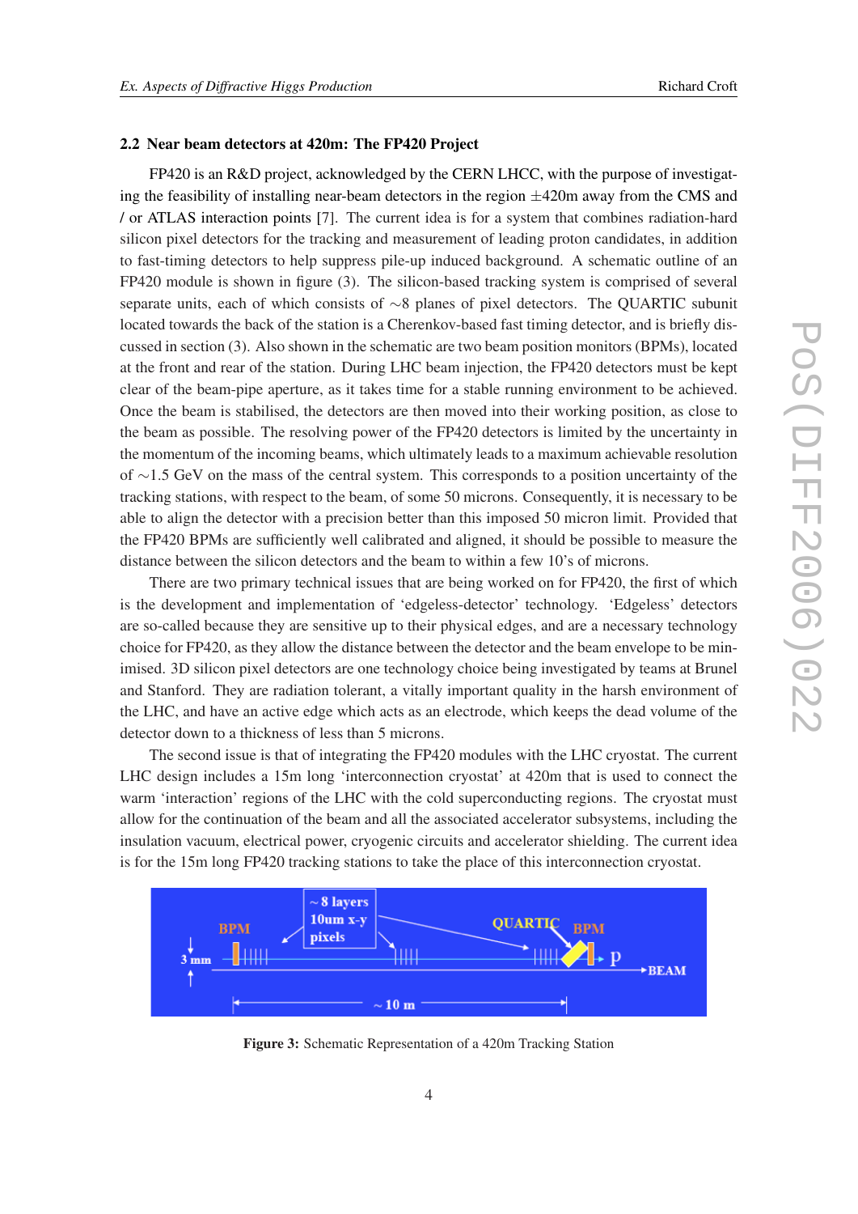## 2.2 Near beam detectors at 420m: The FP420 Project

FP420 is an R&D project, acknowledged by the CERN LHCC, with the purpose of investigating the feasibility of installing near-beam detectors in the region $\pm$420m away from the CMS and / or ATLAS interaction points [7]. The current idea is for a system that combines radiation-hard silicon pixel detectors for the tracking and measurement of leading proton candidates, in addition to fast-timing detectors to help suppress pile-up induced background. A schematic outline of an FP420 module is shown in figure (3). The silicon-based tracking system is comprised of several separate units, each of which consists of $\sim$8 planes of pixel detectors. The QUARTIC subunit located towards the back of the station is a Cherenkov-based fast timing detector, and is briefly discussed in section (3). Also shown in the schematic are two beam position monitors (BPMs), located at the front and rear of the station. During LHC beam injection, the FP420 detectors must be kept clear of the beam-pipe aperture, as it takes time for a stable running environment to be achieved. Once the beam is stabilised, the detectors are then moved into their working position, as close to the beam as possible. The resolving power of the FP420 detectors is limited by the uncertainty in the momentum of the incoming beams, which ultimately leads to a maximum achievable resolution of $\sim$1.5 GeV on the mass of the central system. This corresponds to a position uncertainty of the tracking stations, with respect to the beam, of some 50 microns. Consequently, it is necessary to be able to align the detector with a precision better than this imposed 50 micron limit. Provided that the FP420 BPMs are sufficiently well calibrated and aligned, it should be possible to measure the distance between the silicon detectors and the beam to within a few 10's of microns.

There are two primary technical issues that are being worked on for FP420, the first of which is the development and implementation of 'edgeless-detector' technology. 'Edgeless' detectors are so-called because they are sensitive up to their physical edges, and are a necessary technology choice for FP420, as they allow the distance between the detector and the beam envelope to be minimised. 3D silicon pixel detectors are one technology choice being investigated by teams at Brunel and Stanford. They are radiation tolerant, a vitally important quality in the harsh environment of the LHC, and have an active edge which acts as an electrode, which keeps the dead volume of the detector down to a thickness of less than 5 microns.

The second issue is that of integrating the FP420 modules with the LHC cryostat. The current LHC design includes a 15m long 'interconnection cryostat' at 420m that is used to connect the warm 'interaction' regions of the LHC with the cold superconducting regions. The cryostat must allow for the continuation of the beam and all the associated accelerator subsystems, including the insulation vacuum, electrical power, cryogenic circuits and accelerator shielding. The current idea is for the 15m long FP420 tracking stations to take the place of this interconnection cryostat.

**Figure 3:** Schematic Representation of a 420m Tracking Station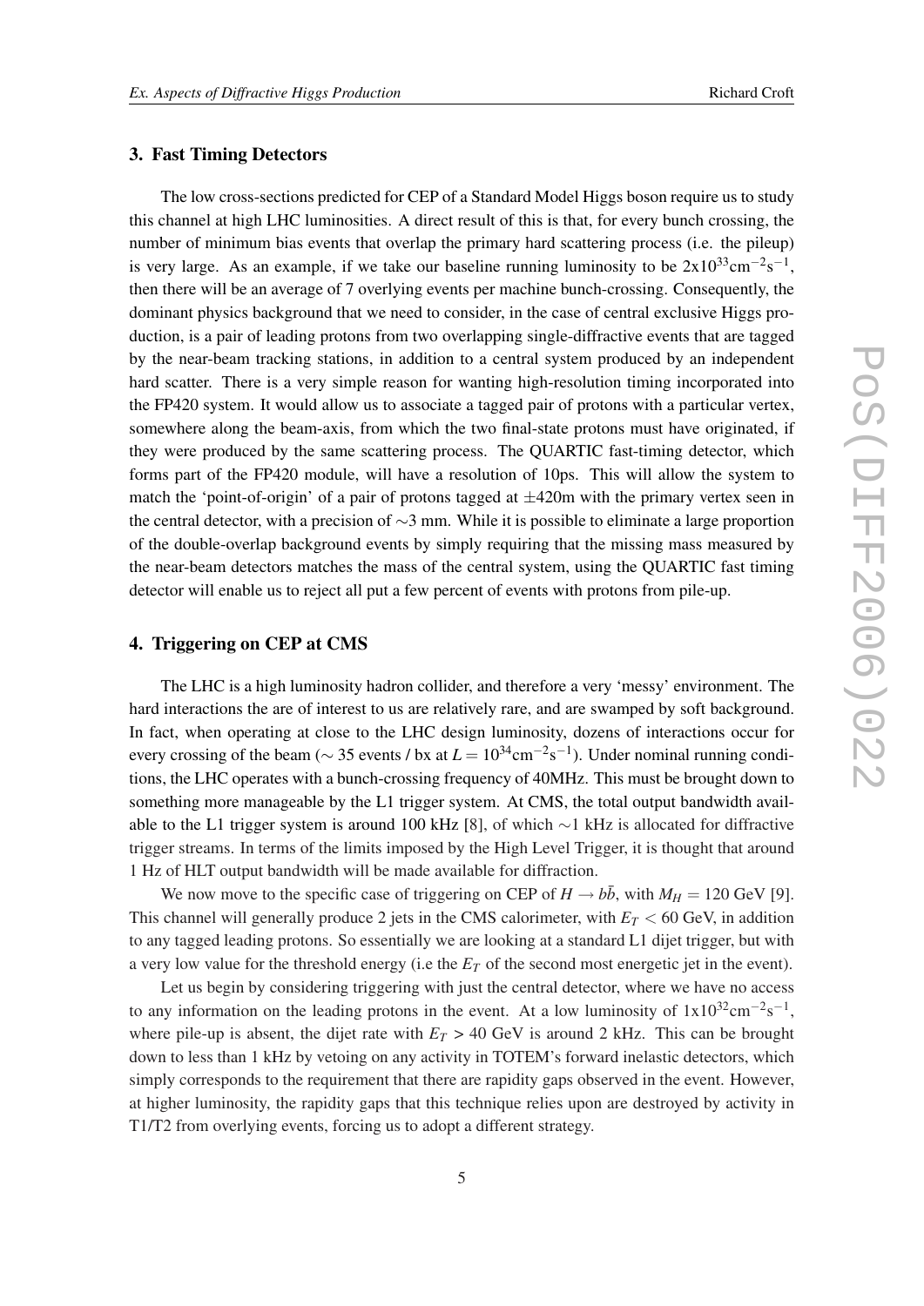## 3. Fast Timing Detectors

The low cross-sections predicted for CEP of a Standard Model Higgs boson require us to study this channel at high LHC luminosities. A direct result of this is that, for every bunch crossing, the number of minimum bias events that overlap the primary hard scattering process (i.e. the pileup) is very large. As an example, if we take our baseline running luminosity to be $2 \mathrm{x} 10^{33} \mathrm{cm}^{-2}\mathrm{s}^{-1}$, then there will be an average of 7 overlying events per machine bunch-crossing. Consequently, the dominant physics background that we need to consider, in the case of central exclusive Higgs production, is a pair of leading protons from two overlapping single-diffractive events that are tagged by the near-beam tracking stations, in addition to a central system produced by an independent hard scatter. There is a very simple reason for wanting high-resolution timing incorporated into the FP420 system. It would allow us to associate a tagged pair of protons with a particular vertex, somewhere along the beam-axis, from which the two final-state protons must have originated, if they were produced by the same scattering process. The QUARTIC fast-timing detector, which forms part of the FP420 module, will have a resolution of 10ps. This will allow the system to match the 'point-of-origin' of a pair of protons tagged at $\pm$420m with the primary vertex seen in the central detector, with a precision of $\sim$3 mm. While it is possible to eliminate a large proportion of the double-overlap background events by simply requiring that the missing mass measured by the near-beam detectors matches the mass of the central system, using the QUARTIC fast timing detector will enable us to reject all put a few percent of events with protons from pile-up.

## 4. Triggering on CEP at CMS

The LHC is a high luminosity hadron collider, and therefore a very 'messy' environment. The hard interactions the are of interest to us are relatively rare, and are swamped by soft background. In fact, when operating at close to the LHC design luminosity, dozens of interactions occur for every crossing of the beam ($\sim$ 35 events / bx at $L = 10^{34}\mathrm{cm}^{-2}\mathrm{s}^{-1}$). Under nominal running conditions, the LHC operates with a bunch-crossing frequency of 40MHz. This must be brought down to something more manageable by the L1 trigger system. At CMS, the total output bandwidth available to the L1 trigger system is around 100 kHz [8], of which $\sim$1 kHz is allocated for diffractive trigger streams. In terms of the limits imposed by the High Level Trigger, it is thought that around 1 Hz of HLT output bandwidth will be made available for diffraction.

We now move to the specific case of triggering on CEP of $H \rightarrow b\bar{b}$, with $M_H = 120$ GeV [9]. This channel will generally produce 2 jets in the CMS calorimeter, with $E_T < 60$ GeV, in addition to any tagged leading protons. So essentially we are looking at a standard L1 dijet trigger, but with a very low value for the threshold energy (i.e the $E_T$ of the second most energetic jet in the event).

Let us begin by considering triggering with just the central detector, where we have no access to any information on the leading protons in the event. At a low luminosity of $1 \mathrm{x} 10^{32}\mathrm{cm}^{-2}\mathrm{s}^{-1}$, where pile-up is absent, the dijet rate with $E_T > 40$ GeV is around 2 kHz. This can be brought down to less than 1 kHz by vetoing on any activity in TOTEM's forward inelastic detectors, which simply corresponds to the requirement that there are rapidity gaps observed in the event. However, at higher luminosity, the rapidity gaps that this technique relies upon are destroyed by activity in T1/T2 from overlying events, forcing us to adopt a different strategy.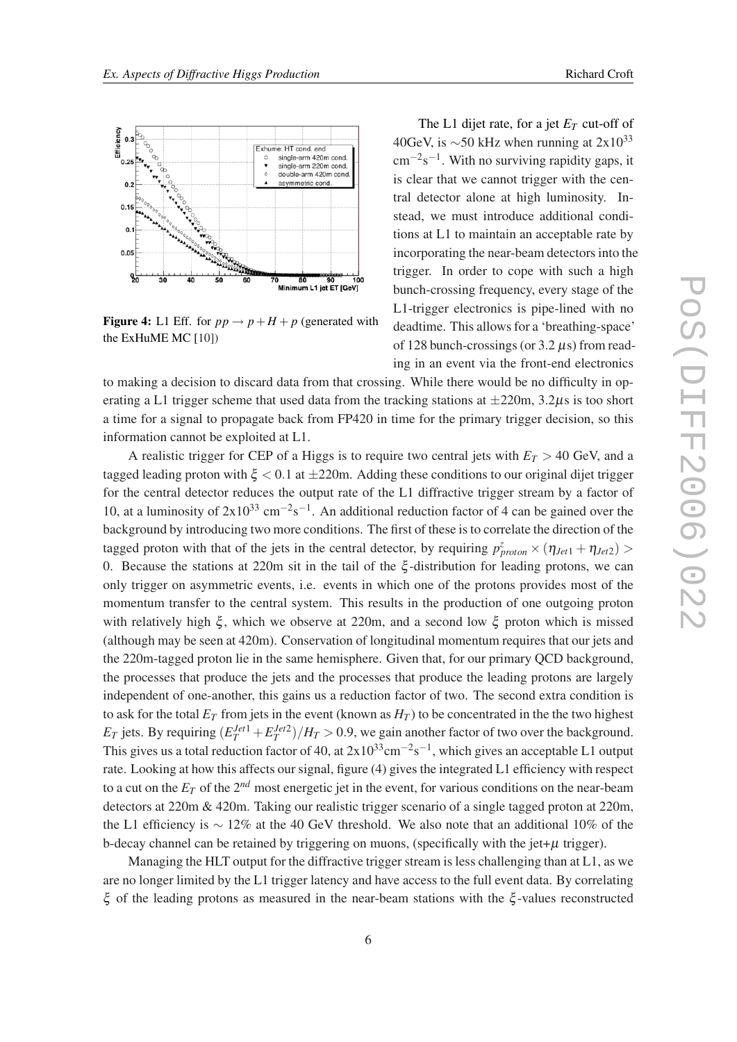Figure 4: L1 Eff. for $pp \to p + H + p$ (generated with the ExHuME MC [10])

The L1 dijet rate, for a jet $E_T$ cut-off of 40GeV, is $\sim$50 kHz when running at $2\text{x}10^{33}$ $\text{cm}^{-2}\text{s}^{-1}$. With no surviving rapidity gaps, it is clear that we cannot trigger with the central detector alone at high luminosity. Instead, we must introduce additional conditions at L1 to maintain an acceptable rate by incorporating the near-beam detectors into the trigger. In order to cope with such a high bunch-crossing frequency, every stage of the L1-trigger electronics is pipe-lined with no deadtime. This allows for a 'breathing-space' of 128 bunch-crossings (or 3.2 $\mu$s) from reading in an event via the front-end electronics to making a decision to discard data from that crossing. While there would be no difficulty in operating a L1 trigger scheme that used data from the tracking stations at $\pm$220m, 3.2$\mu$s is too short a time for a signal to propagate back from FP420 in time for the primary trigger decision, so this information cannot be exploited at L1.

A realistic trigger for CEP of a Higgs is to require two central jets with $E_T > 40$ GeV, and a tagged leading proton with $\xi < 0.1$ at $\pm$220m. Adding these conditions to our original dijet trigger for the central detector reduces the output rate of the L1 diffractive trigger stream by a factor of 10, at a luminosity of $2\text{x}10^{33}$ $\text{cm}^{-2}\text{s}^{-1}$. An additional reduction factor of 4 can be gained over the background by introducing two more conditions. The first of these is to correlate the direction of the tagged proton with that of the jets in the central detector, by requiring $p^z_{proton} \times (\eta_{Jet1} + \eta_{Jet2}) > 0$. Because the stations at 220m sit in the tail of the $\xi$-distribution for leading protons, we can only trigger on asymmetric events, i.e. events in which one of the protons provides most of the momentum transfer to the central system. This results in the production of one outgoing proton with relatively high $\xi$, which we observe at 220m, and a second low $\xi$ proton which is missed (although may be seen at 420m). Conservation of longitudinal momentum requires that our jets and the 220m-tagged proton lie in the same hemisphere. Given that, for our primary QCD background, the processes that produce the jets and the processes that produce the leading protons are largely independent of one-another, this gains us a reduction factor of two. The second extra condition is to ask for the total $E_T$ from jets in the event (known as $H_T$) to be concentrated in the the two highest $E_T$ jets. By requiring $(E_T^{Jet1} + E_T^{Jet2})/H_T > 0.9$, we gain another factor of two over the background. This gives us a total reduction factor of 40, at $2\text{x}10^{33}\text{cm}^{-2}\text{s}^{-1}$, which gives an acceptable L1 output rate. Looking at how this affects our signal, figure (4) gives the integrated L1 efficiency with respect to a cut on the $E_T$ of the $2^{nd}$ most energetic jet in the event, for various conditions on the near-beam detectors at 220m & 420m. Taking our realistic trigger scenario of a single tagged proton at 220m, the L1 efficiency is $\sim 12\%$ at the 40 GeV threshold. We also note that an additional 10% of the b-decay channel can be retained by triggering on muons, (specifically with the jet+$\mu$ trigger).

Managing the HLT output for the diffractive trigger stream is less challenging than at L1, as we are no longer limited by the L1 trigger latency and have access to the full event data. By correlating $\xi$ of the leading protons as measured in the near-beam stations with the $\xi$-values reconstructed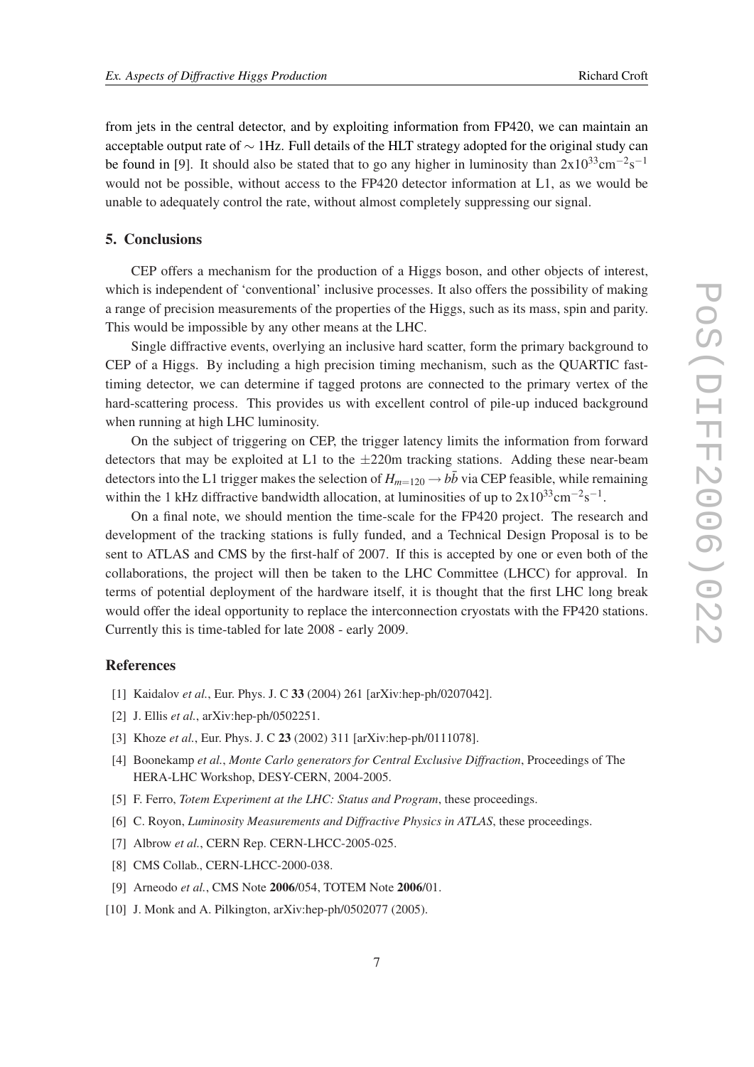from jets in the central detector, and by exploiting information from FP420, we can maintain an acceptable output rate of $\sim$ 1Hz. Full details of the HLT strategy adopted for the original study can be found in [9]. It should also be stated that to go any higher in luminosity than $2\text{x}10^{33}\text{cm}^{-2}\text{s}^{-1}$ would not be possible, without access to the FP420 detector information at L1, as we would be unable to adequately control the rate, without almost completely suppressing our signal.

## 5. Conclusions

CEP offers a mechanism for the production of a Higgs boson, and other objects of interest, which is independent of 'conventional' inclusive processes. It also offers the possibility of making a range of precision measurements of the properties of the Higgs, such as its mass, spin and parity. This would be impossible by any other means at the LHC.

Single diffractive events, overlying an inclusive hard scatter, form the primary background to CEP of a Higgs. By including a high precision timing mechanism, such as the QUARTIC fast-timing detector, we can determine if tagged protons are connected to the primary vertex of the hard-scattering process. This provides us with excellent control of pile-up induced background when running at high LHC luminosity.

On the subject of triggering on CEP, the trigger latency limits the information from forward detectors that may be exploited at L1 to the $\pm$220m tracking stations. Adding these near-beam detectors into the L1 trigger makes the selection of $H_{m=120} \rightarrow b\bar{b}$ via CEP feasible, while remaining within the 1 kHz diffractive bandwidth allocation, at luminosities of up to $2\text{x}10^{33}\text{cm}^{-2}\text{s}^{-1}$.

On a final note, we should mention the time-scale for the FP420 project. The research and development of the tracking stations is fully funded, and a Technical Design Proposal is to be sent to ATLAS and CMS by the first-half of 2007. If this is accepted by one or even both of the collaborations, the project will then be taken to the LHC Committee (LHCC) for approval. In terms of potential deployment of the hardware itself, it is thought that the first LHC long break would offer the ideal opportunity to replace the interconnection cryostats with the FP420 stations. Currently this is time-tabled for late 2008 - early 2009.

## References

[1] Kaidalov *et al.*, Eur. Phys. J. C **33** (2004) 261 [arXiv:hep-ph/0207042].

[2] J. Ellis *et al.*, arXiv:hep-ph/0502251.

[3] Khoze *et al.*, Eur. Phys. J. C **23** (2002) 311 [arXiv:hep-ph/0111078].

[4] Boonekamp *et al.*, *Monte Carlo generators for Central Exclusive Diffraction*, Proceedings of The HERA-LHC Workshop, DESY-CERN, 2004-2005.

[5] F. Ferro, *Totem Experiment at the LHC: Status and Program*, these proceedings.

[6] C. Royon, *Luminosity Measurements and Diffractive Physics in ATLAS*, these proceedings.

[7] Albrow *et al.*, CERN Rep. CERN-LHCC-2005-025.

[8] CMS Collab., CERN-LHCC-2000-038.

[9] Arneodo *et al.*, CMS Note **2006**/054, TOTEM Note **2006**/01.

[10] J. Monk and A. Pilkington, arXiv:hep-ph/0502077 (2005).